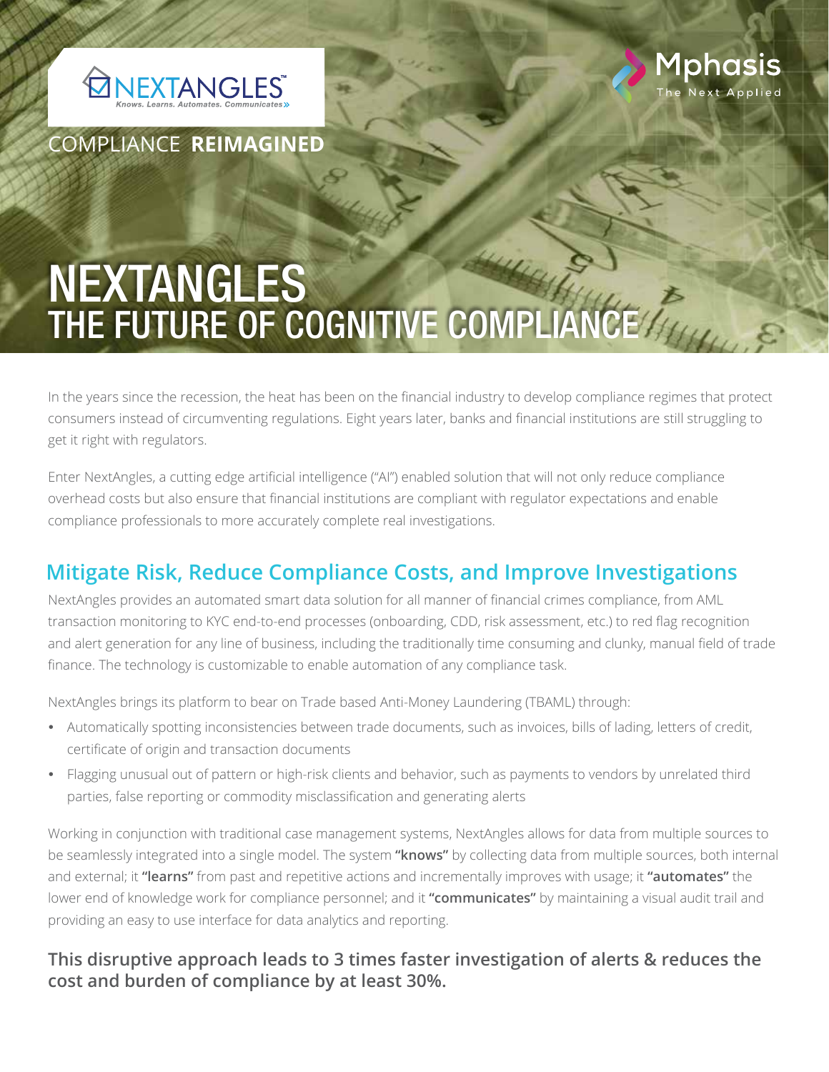NEXTANGLES™

*Knows. Learns. Automates. Communicates»*

Mphasis

The Next Applied

COMPLIANCE **REIMAGINED**

# NEXTANGLES
# THE FUTURE OF COGNITIVE COMPLIANCE

In the years since the recession, the heat has been on the financial industry to develop compliance regimes that protect consumers instead of circumventing regulations. Eight years later, banks and financial institutions are still struggling to get it right with regulators.

Enter NextAngles, a cutting edge artificial intelligence ("AI") enabled solution that will not only reduce compliance overhead costs but also ensure that financial institutions are compliant with regulator expectations and enable compliance professionals to more accurately complete real investigations.

## Mitigate Risk, Reduce Compliance Costs, and Improve Investigations

NextAngles provides an automated smart data solution for all manner of financial crimes compliance, from AML transaction monitoring to KYC end-to-end processes (onboarding, CDD, risk assessment, etc.) to red flag recognition and alert generation for any line of business, including the traditionally time consuming and clunky, manual field of trade finance. The technology is customizable to enable automation of any compliance task.

NextAngles brings its platform to bear on Trade based Anti-Money Laundering (TBAML) through:

- Automatically spotting inconsistencies between trade documents, such as invoices, bills of lading, letters of credit, certificate of origin and transaction documents
- Flagging unusual out of pattern or high-risk clients and behavior, such as payments to vendors by unrelated third parties, false reporting or commodity misclassification and generating alerts

Working in conjunction with traditional case management systems, NextAngles allows for data from multiple sources to be seamlessly integrated into a single model. The system **"knows"** by collecting data from multiple sources, both internal and external; it **"learns"** from past and repetitive actions and incrementally improves with usage; it **"automates"** the lower end of knowledge work for compliance personnel; and it **"communicates"** by maintaining a visual audit trail and providing an easy to use interface for data analytics and reporting.

**This disruptive approach leads to 3 times faster investigation of alerts & reduces the cost and burden of compliance by at least 30%.**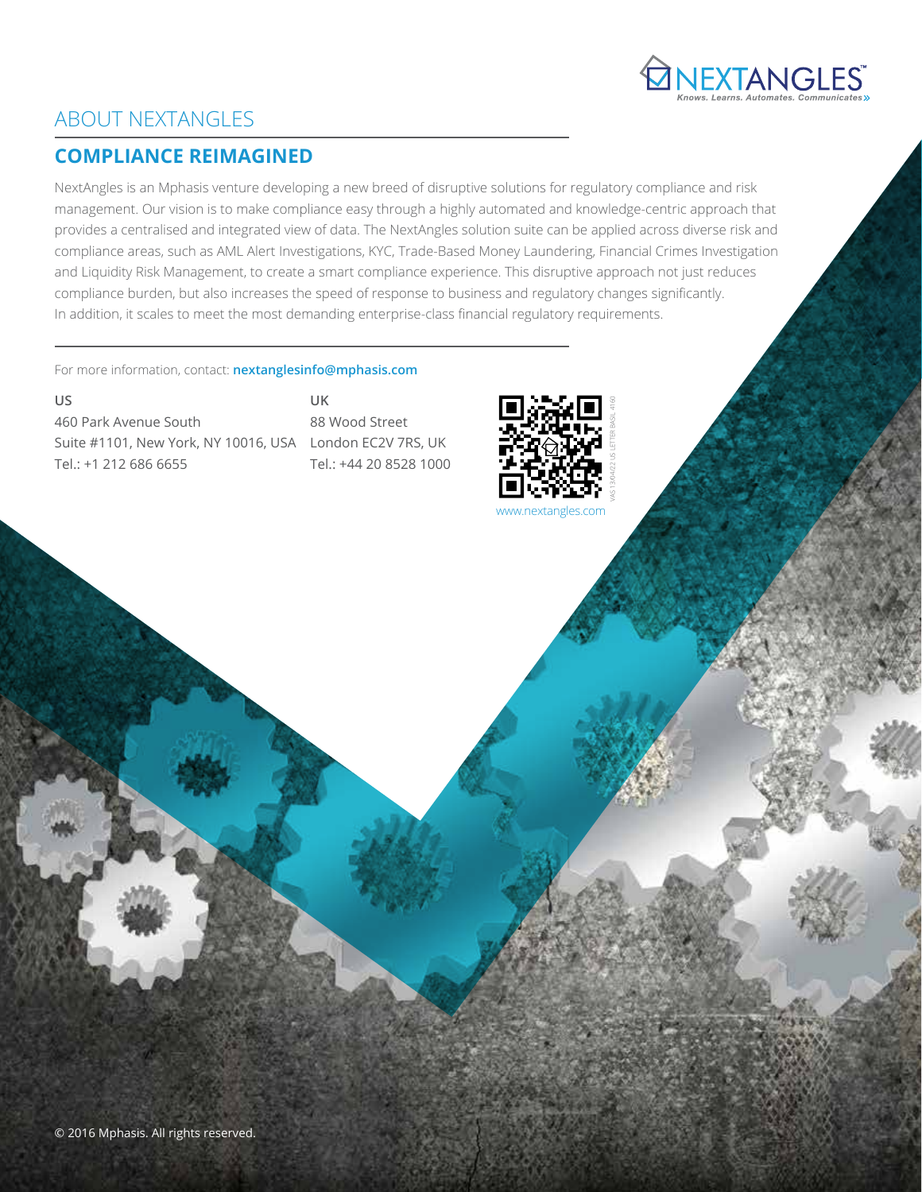## ABOUT NEXTANGLES

### COMPLIANCE REIMAGINED

NextAngles is an Mphasis venture developing a new breed of disruptive solutions for regulatory compliance and risk management. Our vision is to make compliance easy through a highly automated and knowledge-centric approach that provides a centralised and integrated view of data. The NextAngles solution suite can be applied across diverse risk and compliance areas, such as AML Alert Investigations, KYC, Trade-Based Money Laundering, Financial Crimes Investigation and Liquidity Risk Management, to create a smart compliance experience. This disruptive approach not just reduces compliance burden, but also increases the speed of response to business and regulatory changes significantly. In addition, it scales to meet the most demanding enterprise-class financial regulatory requirements.

For more information, contact: **nextanglesinfo@mphasis.com**

**US**
460 Park Avenue South
Suite #1101, New York, NY 10016, USA
Tel.: +1 212 686 6655

**UK**
88 Wood Street
London EC2V 7RS, UK
Tel.: +44 20 8528 1000

www.nextangles.com

VAS 13/04/22 US LETTER BASIL 4160

© 2016 Mphasis. All rights reserved.